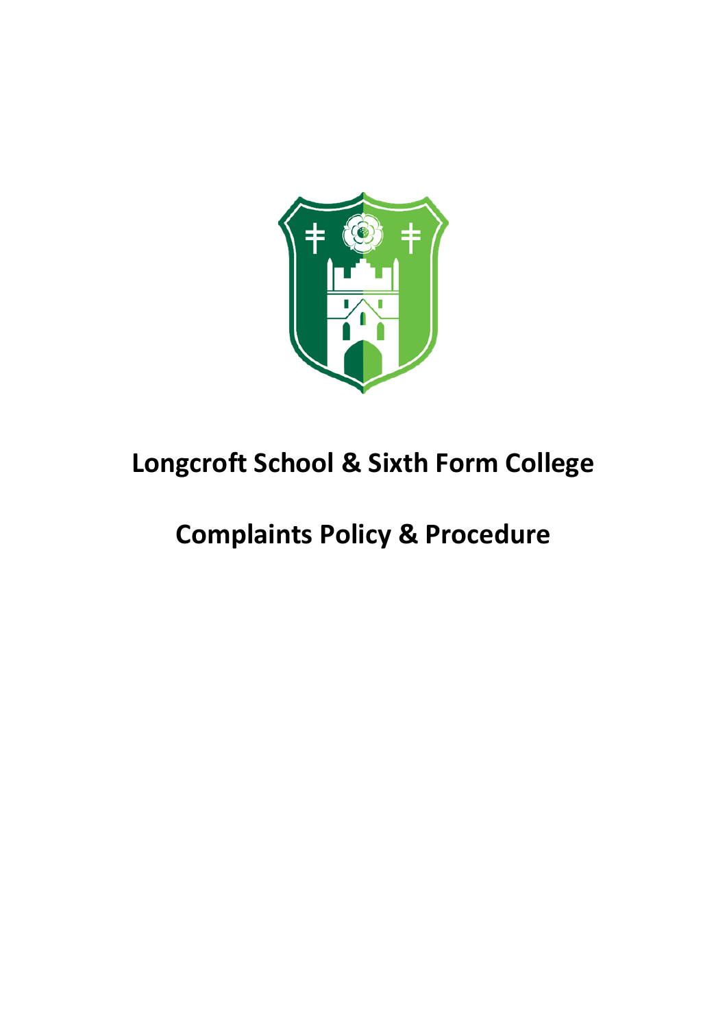# Longcroft School & Sixth Form College

# Complaints Policy & Procedure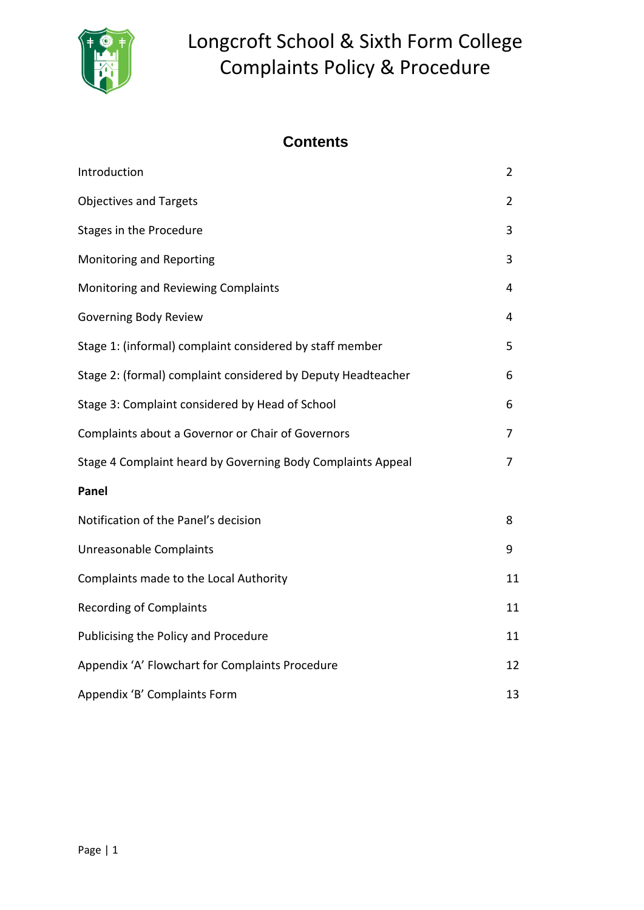# Longcroft School & Sixth Form College
# Complaints Policy & Procedure

## Contents

| | |
|---|---|
| Introduction | 2 |
| Objectives and Targets | 2 |
| Stages in the Procedure | 3 |
| Monitoring and Reporting | 3 |
| Monitoring and Reviewing Complaints | 4 |
| Governing Body Review | 4 |
| Stage 1: (informal) complaint considered by staff member | 5 |
| Stage 2: (formal) complaint considered by Deputy Headteacher | 6 |
| Stage 3: Complaint considered by Head of School | 6 |
| Complaints about a Governor or Chair of Governors | 7 |
| Stage 4 Complaint heard by Governing Body Complaints Appeal | 7 |
| **Panel** | |
| Notification of the Panel's decision | 8 |
| Unreasonable Complaints | 9 |
| Complaints made to the Local Authority | 11 |
| Recording of Complaints | 11 |
| Publicising the Policy and Procedure | 11 |
| Appendix 'A' Flowchart for Complaints Procedure | 12 |
| Appendix 'B' Complaints Form | 13 |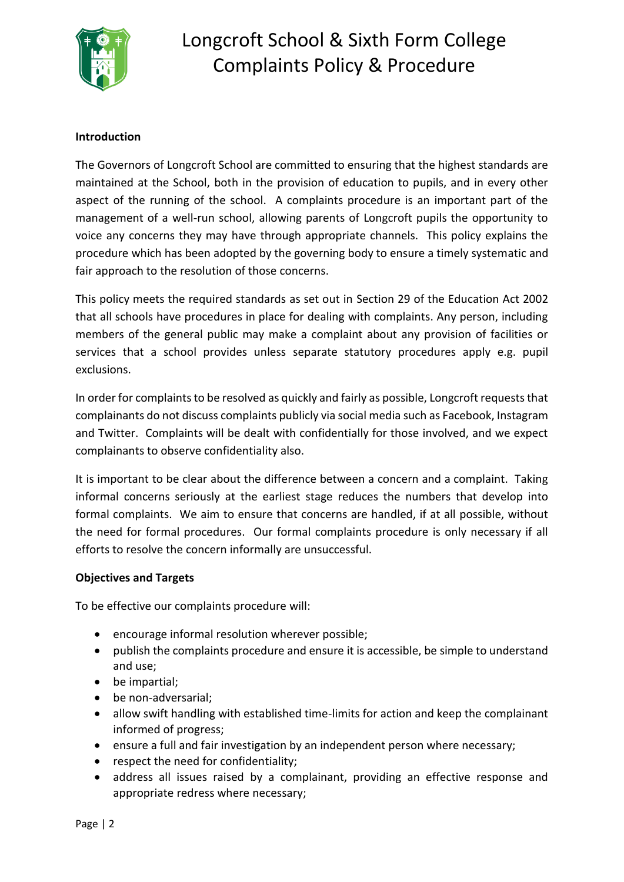## Introduction

The Governors of Longcroft School are committed to ensuring that the highest standards are maintained at the School, both in the provision of education to pupils, and in every other aspect of the running of the school. A complaints procedure is an important part of the management of a well-run school, allowing parents of Longcroft pupils the opportunity to voice any concerns they may have through appropriate channels. This policy explains the procedure which has been adopted by the governing body to ensure a timely systematic and fair approach to the resolution of those concerns.

This policy meets the required standards as set out in Section 29 of the Education Act 2002 that all schools have procedures in place for dealing with complaints. Any person, including members of the general public may make a complaint about any provision of facilities or services that a school provides unless separate statutory procedures apply e.g. pupil exclusions.

In order for complaints to be resolved as quickly and fairly as possible, Longcroft requests that complainants do not discuss complaints publicly via social media such as Facebook, Instagram and Twitter. Complaints will be dealt with confidentially for those involved, and we expect complainants to observe confidentiality also.

It is important to be clear about the difference between a concern and a complaint. Taking informal concerns seriously at the earliest stage reduces the numbers that develop into formal complaints. We aim to ensure that concerns are handled, if at all possible, without the need for formal procedures. Our formal complaints procedure is only necessary if all efforts to resolve the concern informally are unsuccessful.

## Objectives and Targets

To be effective our complaints procedure will:

- encourage informal resolution wherever possible;
- publish the complaints procedure and ensure it is accessible, be simple to understand and use;
- be impartial;
- be non-adversarial;
- allow swift handling with established time-limits for action and keep the complainant informed of progress;
- ensure a full and fair investigation by an independent person where necessary;
- respect the need for confidentiality;
- address all issues raised by a complainant, providing an effective response and appropriate redress where necessary;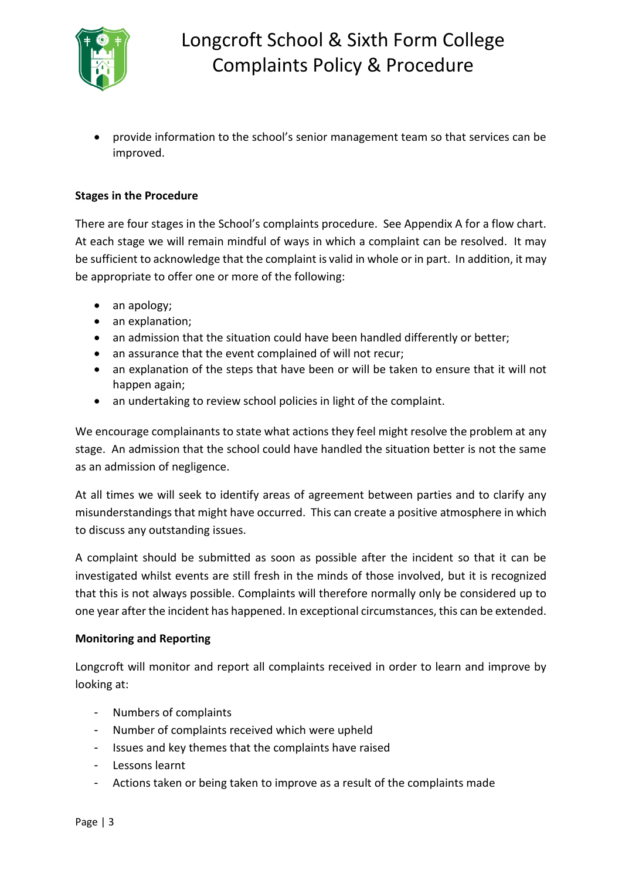- provide information to the school's senior management team so that services can be improved.

**Stages in the Procedure**

There are four stages in the School's complaints procedure. See Appendix A for a flow chart. At each stage we will remain mindful of ways in which a complaint can be resolved. It may be sufficient to acknowledge that the complaint is valid in whole or in part. In addition, it may be appropriate to offer one or more of the following:

- an apology;
- an explanation;
- an admission that the situation could have been handled differently or better;
- an assurance that the event complained of will not recur;
- an explanation of the steps that have been or will be taken to ensure that it will not happen again;
- an undertaking to review school policies in light of the complaint.

We encourage complainants to state what actions they feel might resolve the problem at any stage. An admission that the school could have handled the situation better is not the same as an admission of negligence.

At all times we will seek to identify areas of agreement between parties and to clarify any misunderstandings that might have occurred. This can create a positive atmosphere in which to discuss any outstanding issues.

A complaint should be submitted as soon as possible after the incident so that it can be investigated whilst events are still fresh in the minds of those involved, but it is recognized that this is not always possible. Complaints will therefore normally only be considered up to one year after the incident has happened. In exceptional circumstances, this can be extended.

**Monitoring and Reporting**

Longcroft will monitor and report all complaints received in order to learn and improve by looking at:

- Numbers of complaints
- Number of complaints received which were upheld
- Issues and key themes that the complaints have raised
- Lessons learnt
- Actions taken or being taken to improve as a result of the complaints made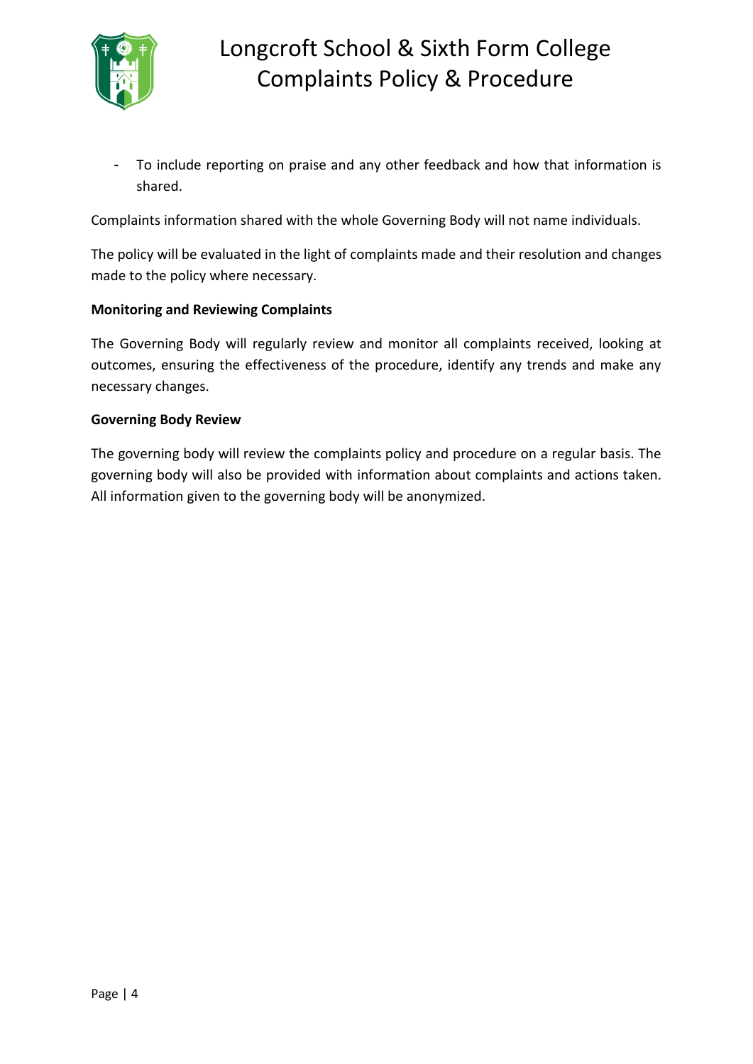- To include reporting on praise and any other feedback and how that information is shared.

Complaints information shared with the whole Governing Body will not name individuals.

The policy will be evaluated in the light of complaints made and their resolution and changes made to the policy where necessary.

**Monitoring and Reviewing Complaints**

The Governing Body will regularly review and monitor all complaints received, looking at outcomes, ensuring the effectiveness of the procedure, identify any trends and make any necessary changes.

**Governing Body Review**

The governing body will review the complaints policy and procedure on a regular basis. The governing body will also be provided with information about complaints and actions taken. All information given to the governing body will be anonymized.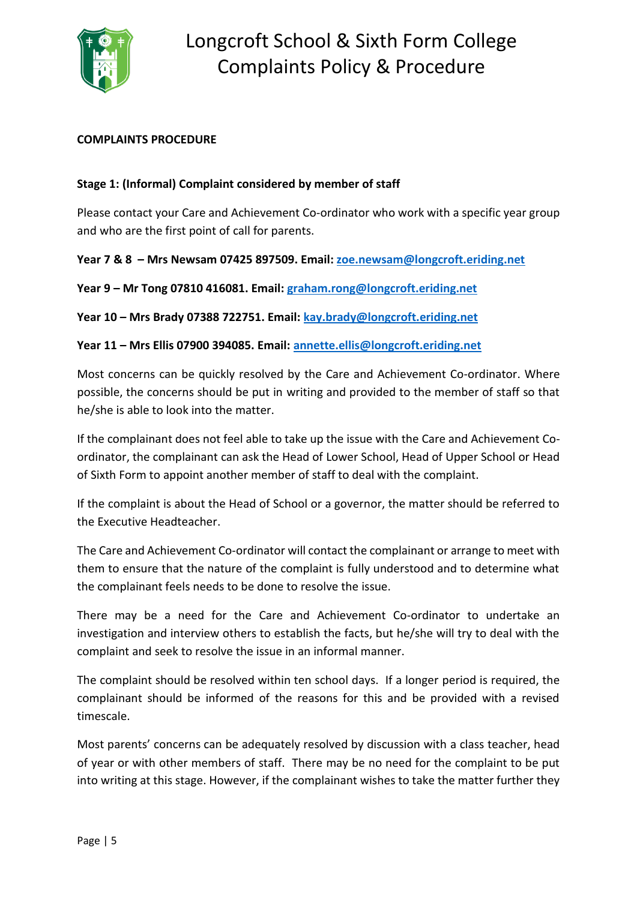**COMPLAINTS PROCEDURE**

**Stage 1: (Informal) Complaint considered by member of staff**

Please contact your Care and Achievement Co-ordinator who work with a specific year group and who are the first point of call for parents.

**Year 7 & 8 – Mrs Newsam 07425 897509. Email:** [zoe.newsam@longcroft.eriding.net](mailto:zoe.newsam@longcroft.eriding.net)

**Year 9 – Mr Tong 07810 416081. Email:** [graham.rong@longcroft.eriding.net](mailto:graham.rong@longcroft.eriding.net)

**Year 10 – Mrs Brady 07388 722751. Email:** [kay.brady@longcroft.eriding.net](mailto:kay.brady@longcroft.eriding.net)

**Year 11 – Mrs Ellis 07900 394085. Email:** [annette.ellis@longcroft.eriding.net](mailto:annette.ellis@longcroft.eriding.net)

Most concerns can be quickly resolved by the Care and Achievement Co-ordinator. Where possible, the concerns should be put in writing and provided to the member of staff so that he/she is able to look into the matter.

If the complainant does not feel able to take up the issue with the Care and Achievement Co-ordinator, the complainant can ask the Head of Lower School, Head of Upper School or Head of Sixth Form to appoint another member of staff to deal with the complaint.

If the complaint is about the Head of School or a governor, the matter should be referred to the Executive Headteacher.

The Care and Achievement Co-ordinator will contact the complainant or arrange to meet with them to ensure that the nature of the complaint is fully understood and to determine what the complainant feels needs to be done to resolve the issue.

There may be a need for the Care and Achievement Co-ordinator to undertake an investigation and interview others to establish the facts, but he/she will try to deal with the complaint and seek to resolve the issue in an informal manner.

The complaint should be resolved within ten school days. If a longer period is required, the complainant should be informed of the reasons for this and be provided with a revised timescale.

Most parents' concerns can be adequately resolved by discussion with a class teacher, head of year or with other members of staff. There may be no need for the complaint to be put into writing at this stage. However, if the complainant wishes to take the matter further they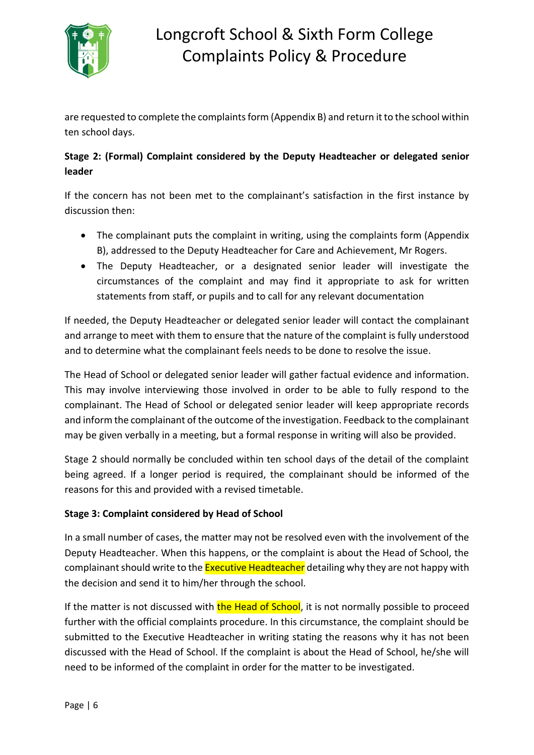are requested to complete the complaints form (Appendix B) and return it to the school within ten school days.

**Stage 2: (Formal) Complaint considered by the Deputy Headteacher or delegated senior leader**

If the concern has not been met to the complainant's satisfaction in the first instance by discussion then:

- The complainant puts the complaint in writing, using the complaints form (Appendix B), addressed to the Deputy Headteacher for Care and Achievement, Mr Rogers.
- The Deputy Headteacher, or a designated senior leader will investigate the circumstances of the complaint and may find it appropriate to ask for written statements from staff, or pupils and to call for any relevant documentation

If needed, the Deputy Headteacher or delegated senior leader will contact the complainant and arrange to meet with them to ensure that the nature of the complaint is fully understood and to determine what the complainant feels needs to be done to resolve the issue.

The Head of School or delegated senior leader will gather factual evidence and information. This may involve interviewing those involved in order to be able to fully respond to the complainant. The Head of School or delegated senior leader will keep appropriate records and inform the complainant of the outcome of the investigation. Feedback to the complainant may be given verbally in a meeting, but a formal response in writing will also be provided.

Stage 2 should normally be concluded within ten school days of the detail of the complaint being agreed. If a longer period is required, the complainant should be informed of the reasons for this and provided with a revised timetable.

**Stage 3: Complaint considered by Head of School**

In a small number of cases, the matter may not be resolved even with the involvement of the Deputy Headteacher. When this happens, or the complaint is about the Head of School, the complainant should write to the Executive Headteacher detailing why they are not happy with the decision and send it to him/her through the school.

If the matter is not discussed with the Head of School, it is not normally possible to proceed further with the official complaints procedure. In this circumstance, the complaint should be submitted to the Executive Headteacher in writing stating the reasons why it has not been discussed with the Head of School. If the complaint is about the Head of School, he/she will need to be informed of the complaint in order for the matter to be investigated.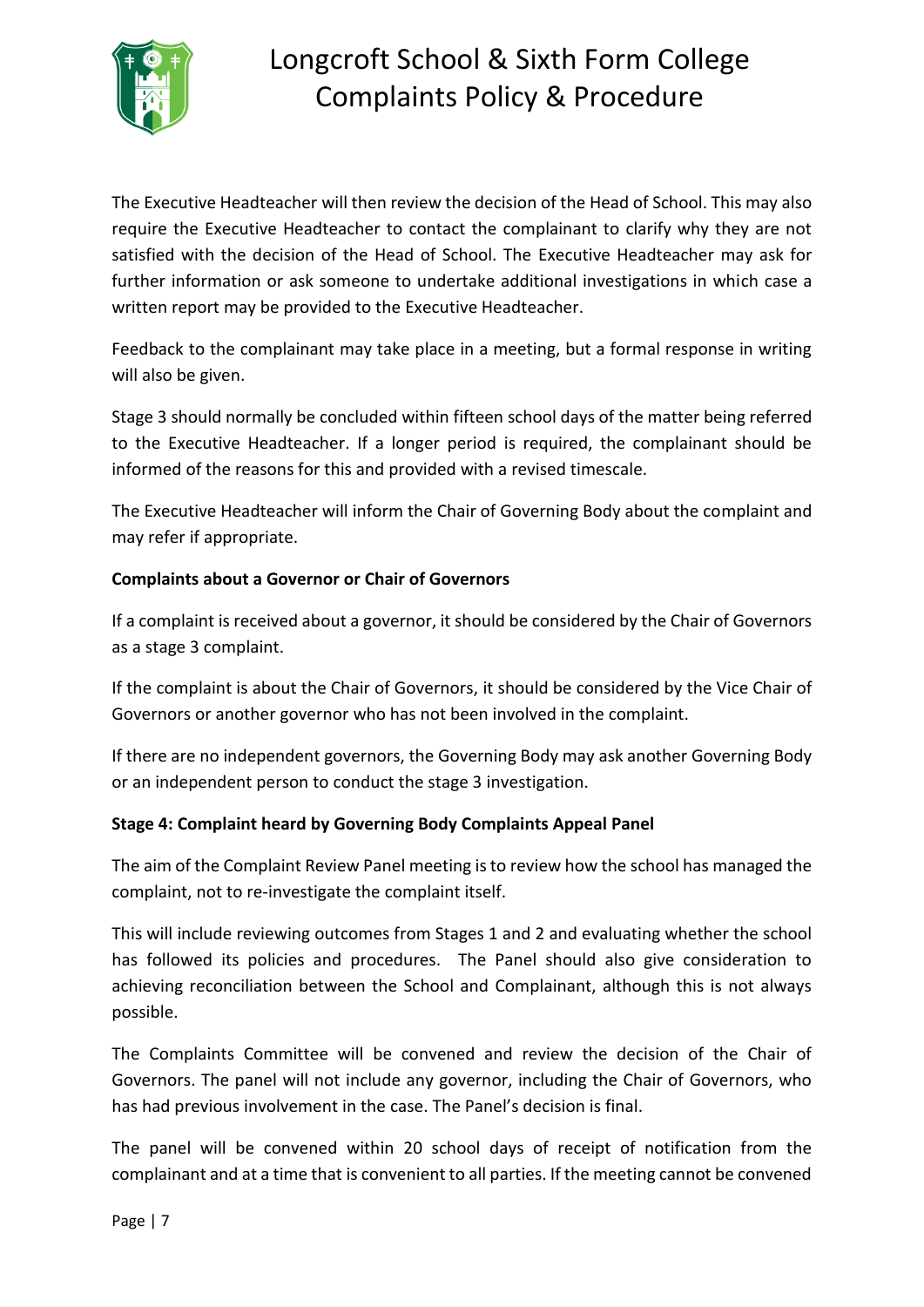The Executive Headteacher will then review the decision of the Head of School. This may also require the Executive Headteacher to contact the complainant to clarify why they are not satisfied with the decision of the Head of School. The Executive Headteacher may ask for further information or ask someone to undertake additional investigations in which case a written report may be provided to the Executive Headteacher.

Feedback to the complainant may take place in a meeting, but a formal response in writing will also be given.

Stage 3 should normally be concluded within fifteen school days of the matter being referred to the Executive Headteacher. If a longer period is required, the complainant should be informed of the reasons for this and provided with a revised timescale.

The Executive Headteacher will inform the Chair of Governing Body about the complaint and may refer if appropriate.

**Complaints about a Governor or Chair of Governors**

If a complaint is received about a governor, it should be considered by the Chair of Governors as a stage 3 complaint.

If the complaint is about the Chair of Governors, it should be considered by the Vice Chair of Governors or another governor who has not been involved in the complaint.

If there are no independent governors, the Governing Body may ask another Governing Body or an independent person to conduct the stage 3 investigation.

**Stage 4: Complaint heard by Governing Body Complaints Appeal Panel**

The aim of the Complaint Review Panel meeting is to review how the school has managed the complaint, not to re-investigate the complaint itself.

This will include reviewing outcomes from Stages 1 and 2 and evaluating whether the school has followed its policies and procedures. The Panel should also give consideration to achieving reconciliation between the School and Complainant, although this is not always possible.

The Complaints Committee will be convened and review the decision of the Chair of Governors. The panel will not include any governor, including the Chair of Governors, who has had previous involvement in the case. The Panel's decision is final.

The panel will be convened within 20 school days of receipt of notification from the complainant and at a time that is convenient to all parties. If the meeting cannot be convened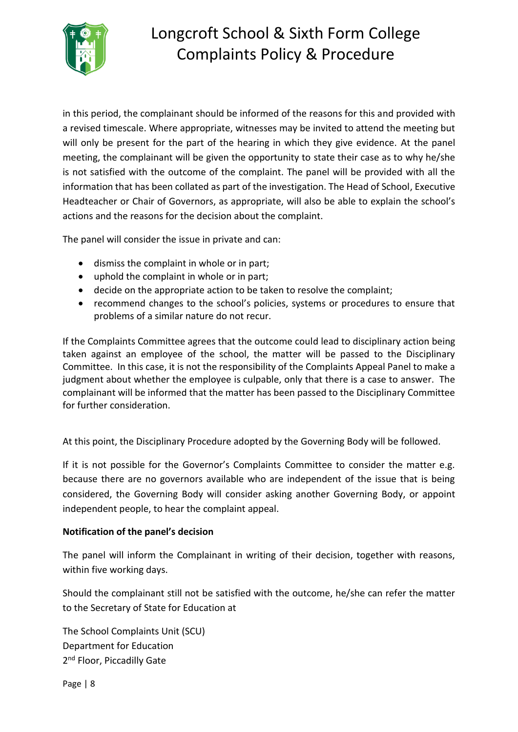in this period, the complainant should be informed of the reasons for this and provided with a revised timescale. Where appropriate, witnesses may be invited to attend the meeting but will only be present for the part of the hearing in which they give evidence. At the panel meeting, the complainant will be given the opportunity to state their case as to why he/she is not satisfied with the outcome of the complaint. The panel will be provided with all the information that has been collated as part of the investigation. The Head of School, Executive Headteacher or Chair of Governors, as appropriate, will also be able to explain the school's actions and the reasons for the decision about the complaint.

The panel will consider the issue in private and can:

- dismiss the complaint in whole or in part;
- uphold the complaint in whole or in part;
- decide on the appropriate action to be taken to resolve the complaint;
- recommend changes to the school's policies, systems or procedures to ensure that problems of a similar nature do not recur.

If the Complaints Committee agrees that the outcome could lead to disciplinary action being taken against an employee of the school, the matter will be passed to the Disciplinary Committee. In this case, it is not the responsibility of the Complaints Appeal Panel to make a judgment about whether the employee is culpable, only that there is a case to answer. The complainant will be informed that the matter has been passed to the Disciplinary Committee for further consideration.

At this point, the Disciplinary Procedure adopted by the Governing Body will be followed.

If it is not possible for the Governor's Complaints Committee to consider the matter e.g. because there are no governors available who are independent of the issue that is being considered, the Governing Body will consider asking another Governing Body, or appoint independent people, to hear the complaint appeal.

**Notification of the panel's decision**

The panel will inform the Complainant in writing of their decision, together with reasons, within five working days.

Should the complainant still not be satisfied with the outcome, he/she can refer the matter to the Secretary of State for Education at

The School Complaints Unit (SCU)
Department for Education
2nd Floor, Piccadilly Gate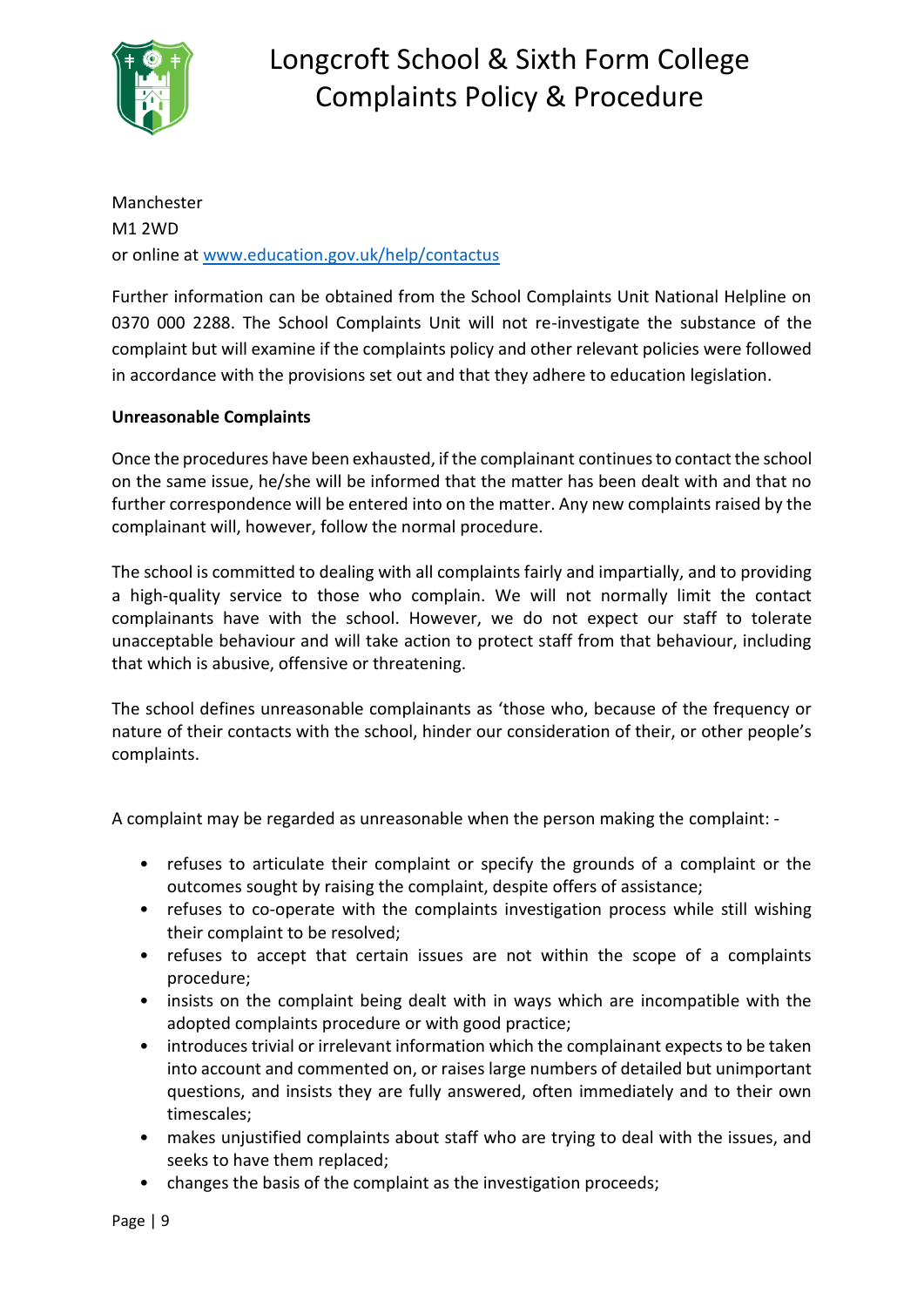Manchester
M1 2WD
or online at [www.education.gov.uk/help/contactus](http://www.education.gov.uk/help/contactus)

Further information can be obtained from the School Complaints Unit National Helpline on 0370 000 2288. The School Complaints Unit will not re-investigate the substance of the complaint but will examine if the complaints policy and other relevant policies were followed in accordance with the provisions set out and that they adhere to education legislation.

**Unreasonable Complaints**

Once the procedures have been exhausted, if the complainant continues to contact the school on the same issue, he/she will be informed that the matter has been dealt with and that no further correspondence will be entered into on the matter. Any new complaints raised by the complainant will, however, follow the normal procedure.

The school is committed to dealing with all complaints fairly and impartially, and to providing a high-quality service to those who complain. We will not normally limit the contact complainants have with the school. However, we do not expect our staff to tolerate unacceptable behaviour and will take action to protect staff from that behaviour, including that which is abusive, offensive or threatening.

The school defines unreasonable complainants as 'those who, because of the frequency or nature of their contacts with the school, hinder our consideration of their, or other people's complaints.

A complaint may be regarded as unreasonable when the person making the complaint: -

- refuses to articulate their complaint or specify the grounds of a complaint or the outcomes sought by raising the complaint, despite offers of assistance;
- refuses to co-operate with the complaints investigation process while still wishing their complaint to be resolved;
- refuses to accept that certain issues are not within the scope of a complaints procedure;
- insists on the complaint being dealt with in ways which are incompatible with the adopted complaints procedure or with good practice;
- introduces trivial or irrelevant information which the complainant expects to be taken into account and commented on, or raises large numbers of detailed but unimportant questions, and insists they are fully answered, often immediately and to their own timescales;
- makes unjustified complaints about staff who are trying to deal with the issues, and seeks to have them replaced;
- changes the basis of the complaint as the investigation proceeds;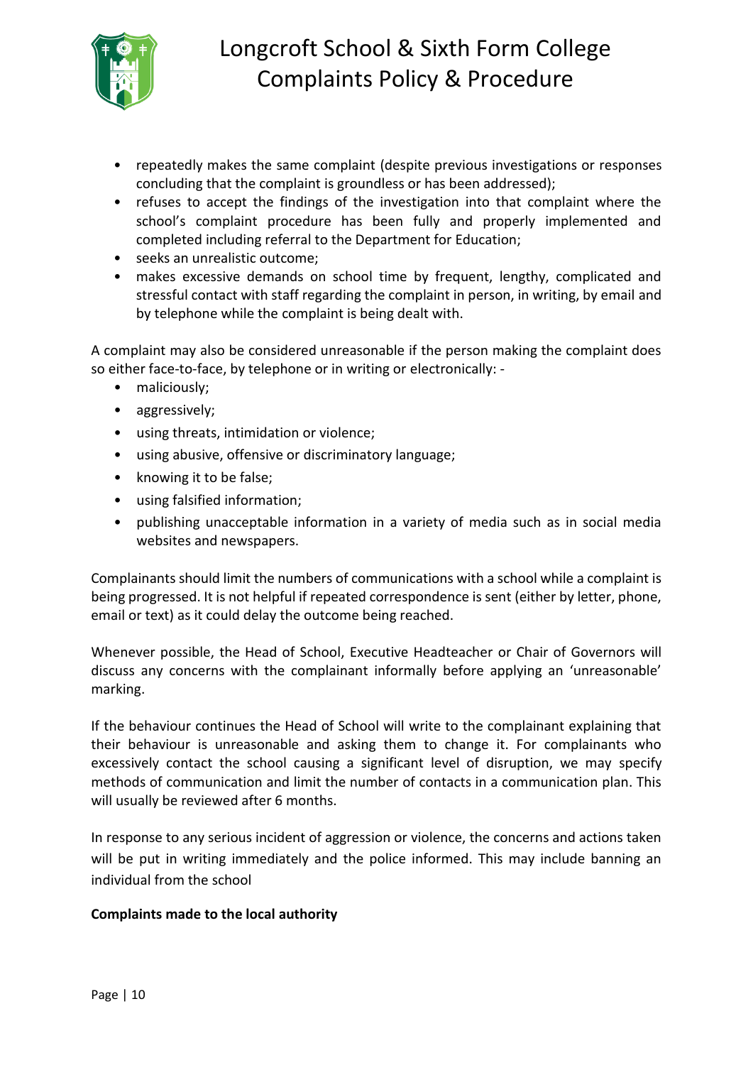- repeatedly makes the same complaint (despite previous investigations or responses concluding that the complaint is groundless or has been addressed);
- refuses to accept the findings of the investigation into that complaint where the school's complaint procedure has been fully and properly implemented and completed including referral to the Department for Education;
- seeks an unrealistic outcome;
- makes excessive demands on school time by frequent, lengthy, complicated and stressful contact with staff regarding the complaint in person, in writing, by email and by telephone while the complaint is being dealt with.

A complaint may also be considered unreasonable if the person making the complaint does so either face-to-face, by telephone or in writing or electronically: -

- maliciously;
- aggressively;
- using threats, intimidation or violence;
- using abusive, offensive or discriminatory language;
- knowing it to be false;
- using falsified information;
- publishing unacceptable information in a variety of media such as in social media websites and newspapers.

Complainants should limit the numbers of communications with a school while a complaint is being progressed. It is not helpful if repeated correspondence is sent (either by letter, phone, email or text) as it could delay the outcome being reached.

Whenever possible, the Head of School, Executive Headteacher or Chair of Governors will discuss any concerns with the complainant informally before applying an 'unreasonable' marking.

If the behaviour continues the Head of School will write to the complainant explaining that their behaviour is unreasonable and asking them to change it. For complainants who excessively contact the school causing a significant level of disruption, we may specify methods of communication and limit the number of contacts in a communication plan. This will usually be reviewed after 6 months.

In response to any serious incident of aggression or violence, the concerns and actions taken will be put in writing immediately and the police informed. This may include banning an individual from the school

**Complaints made to the local authority**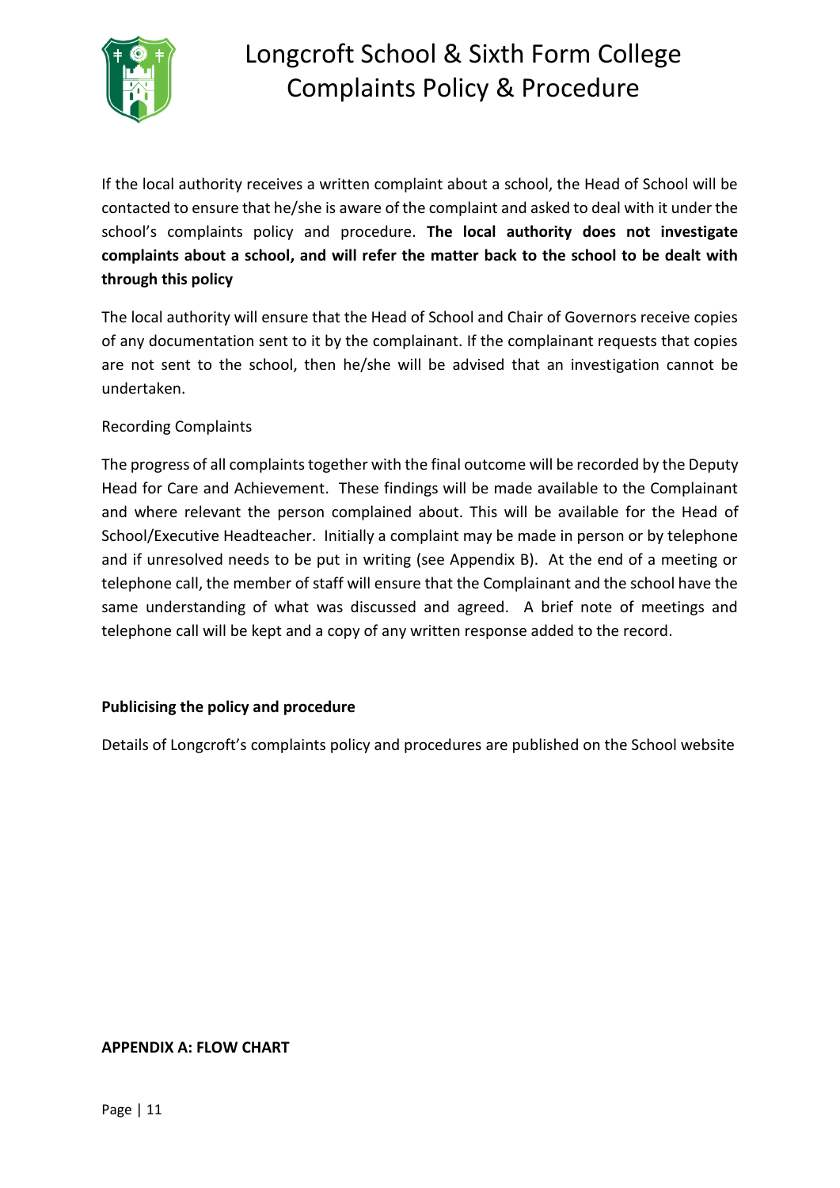If the local authority receives a written complaint about a school, the Head of School will be contacted to ensure that he/she is aware of the complaint and asked to deal with it under the school's complaints policy and procedure. **The local authority does not investigate complaints about a school, and will refer the matter back to the school to be dealt with through this policy**

The local authority will ensure that the Head of School and Chair of Governors receive copies of any documentation sent to it by the complainant. If the complainant requests that copies are not sent to the school, then he/she will be advised that an investigation cannot be undertaken.

Recording Complaints

The progress of all complaints together with the final outcome will be recorded by the Deputy Head for Care and Achievement. These findings will be made available to the Complainant and where relevant the person complained about. This will be available for the Head of School/Executive Headteacher. Initially a complaint may be made in person or by telephone and if unresolved needs to be put in writing (see Appendix B). At the end of a meeting or telephone call, the member of staff will ensure that the Complainant and the school have the same understanding of what was discussed and agreed. A brief note of meetings and telephone call will be kept and a copy of any written response added to the record.

**Publicising the policy and procedure**

Details of Longcroft's complaints policy and procedures are published on the School website

**APPENDIX A: FLOW CHART**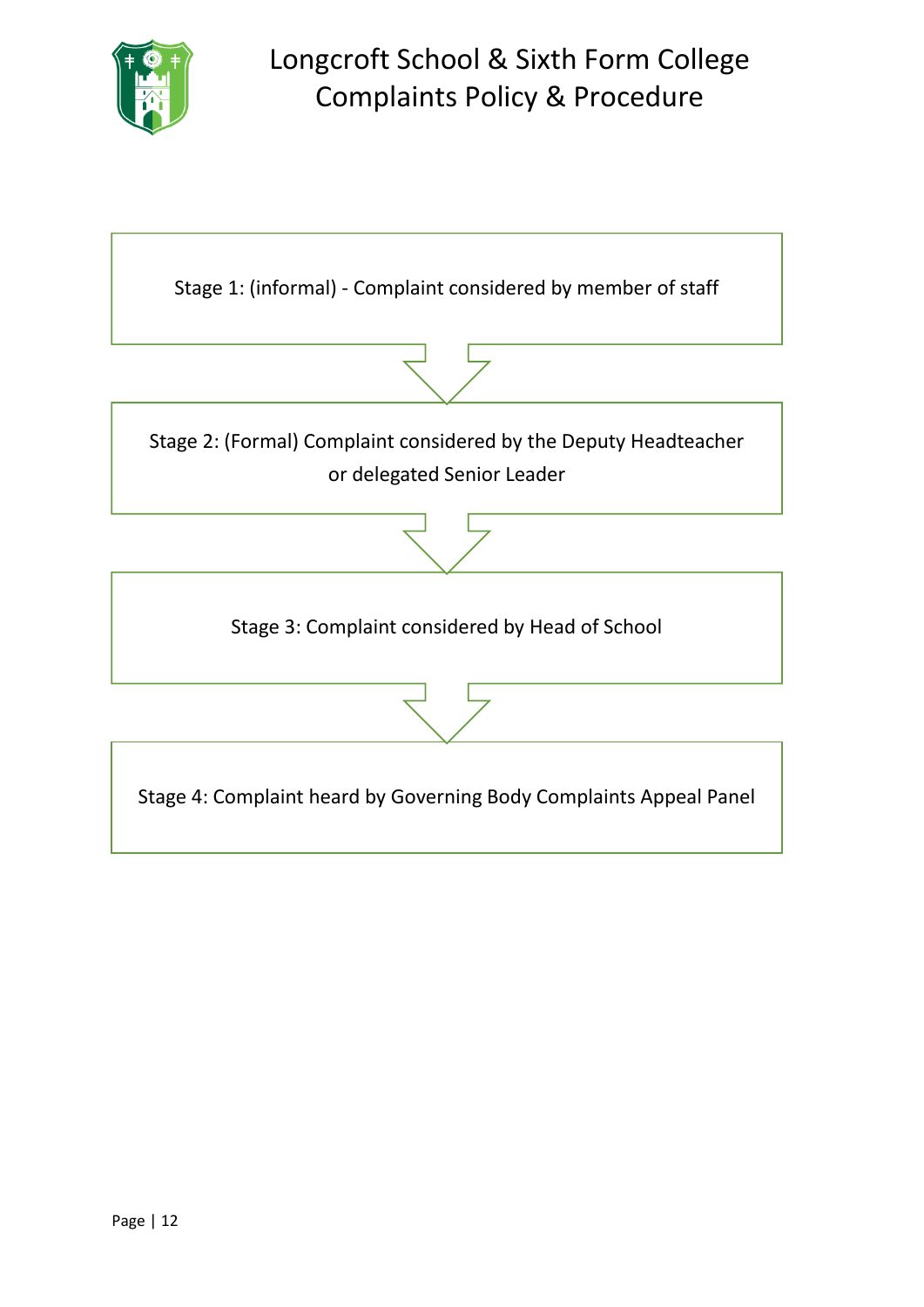Stage 1: (informal) - Complaint considered by member of staff

↓

Stage 2: (Formal) Complaint considered by the Deputy Headteacher or delegated Senior Leader

↓

Stage 3: Complaint considered by Head of School

↓

Stage 4: Complaint heard by Governing Body Complaints Appeal Panel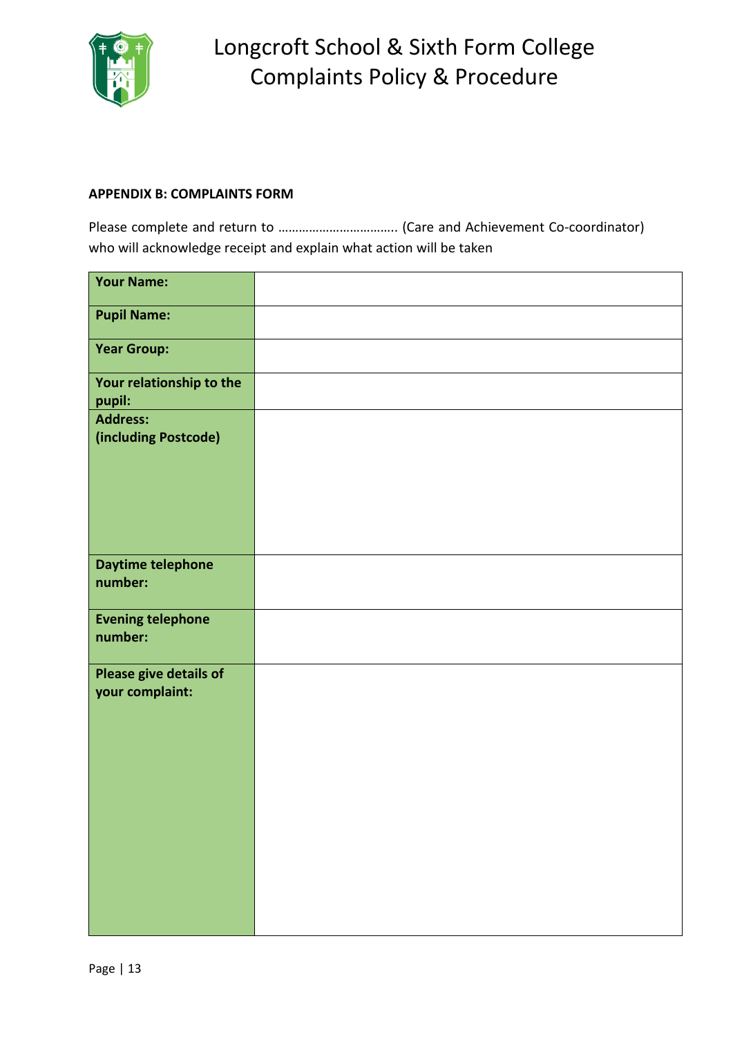**APPENDIX B: COMPLAINTS FORM**

Please complete and return to …………………………….. (Care and Achievement Co-coordinator) who will acknowledge receipt and explain what action will be taken

| | |
|---|---|
| **Your Name:** | |
| **Pupil Name:** | |
| **Year Group:** | |
| **Your relationship to the pupil:** | |
| **Address: (including Postcode)** | |
| **Daytime telephone number:** | |
| **Evening telephone number:** | |
| **Please give details of your complaint:** | |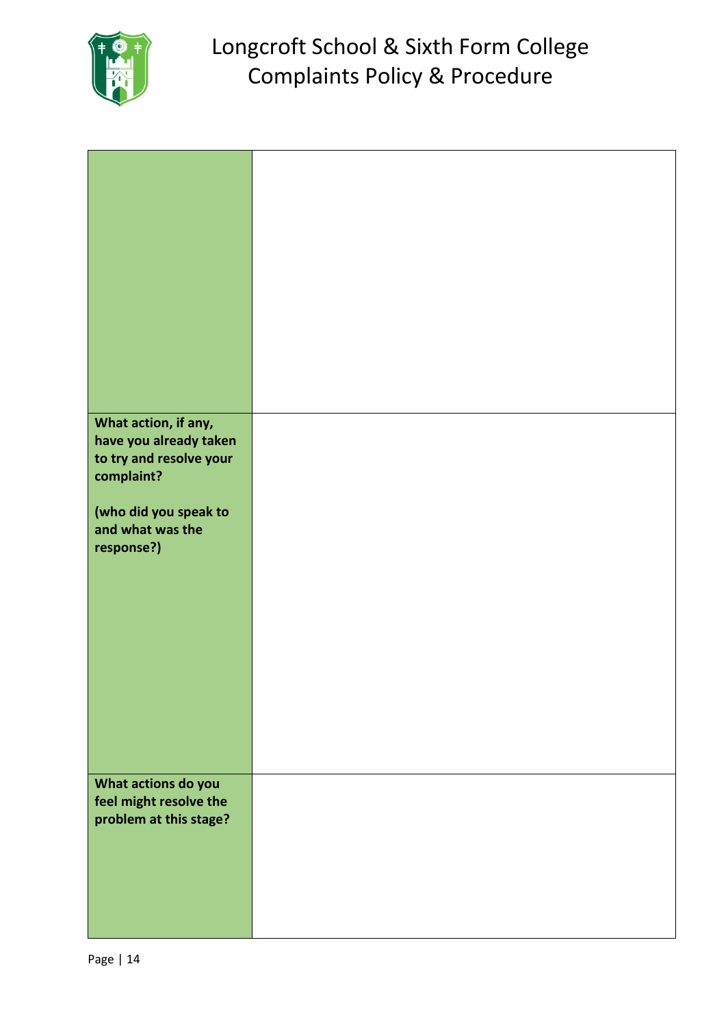| | |
|---|---|
| | |
| **What action, if any, have you already taken to try and resolve your complaint?**<br><br>**(who did you speak to and what was the response?)** | |
| **What actions do you feel might resolve the problem at this stage?** | |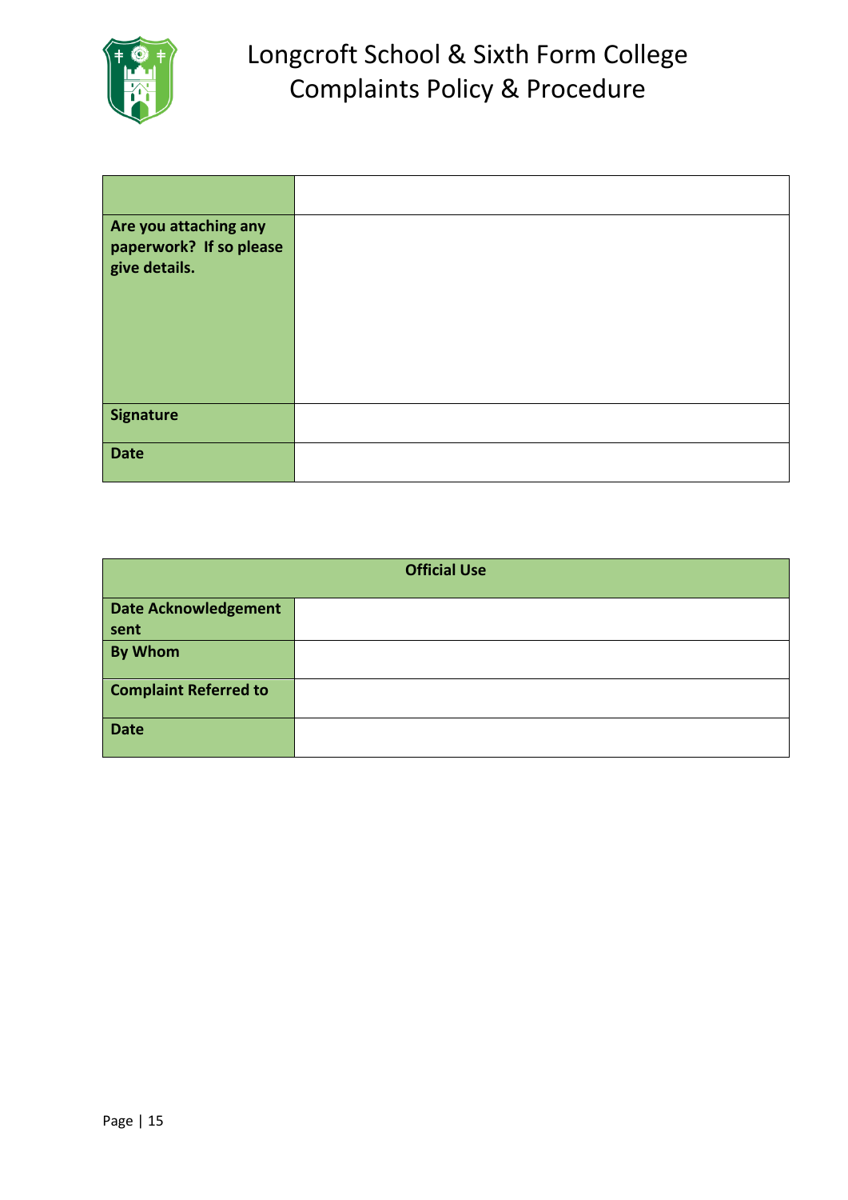| | |
|---|---|
| Are you attaching any paperwork? If so please give details. | |
| Signature | |
| Date | |

| Official Use | |
|---|---|
| Date Acknowledgement sent | |
| By Whom | |
| Complaint Referred to | |
| Date | |